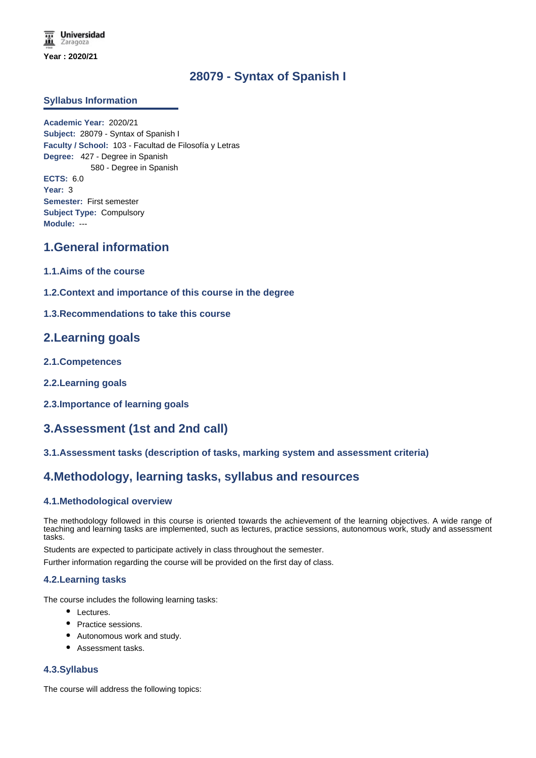Universidad Zaragoza

**Year : 2020/21**

# 28079 - Syntax of Spanish I

## Syllabus Information

**Academic Year:** 2020/21
**Subject:** 28079 - Syntax of Spanish I
**Faculty / School:** 103 - Facultad de Filosofía y Letras
**Degree:** 427 - Degree in Spanish
580 - Degree in Spanish
**ECTS:** 6.0
**Year:** 3
**Semester:** First semester
**Subject Type:** Compulsory
**Module:** ---

## 1.General information

### 1.1.Aims of the course

### 1.2.Context and importance of this course in the degree

### 1.3.Recommendations to take this course

## 2.Learning goals

### 2.1.Competences

### 2.2.Learning goals

### 2.3.Importance of learning goals

## 3.Assessment (1st and 2nd call)

### 3.1.Assessment tasks (description of tasks, marking system and assessment criteria)

## 4.Methodology, learning tasks, syllabus and resources

### 4.1.Methodological overview

The methodology followed in this course is oriented towards the achievement of the learning objectives. A wide range of teaching and learning tasks are implemented, such as lectures, practice sessions, autonomous work, study and assessment tasks.

Students are expected to participate actively in class throughout the semester.

Further information regarding the course will be provided on the first day of class.

### 4.2.Learning tasks

The course includes the following learning tasks:

- Lectures.
- Practice sessions.
- Autonomous work and study.
- Assessment tasks.

### 4.3.Syllabus

The course will address the following topics: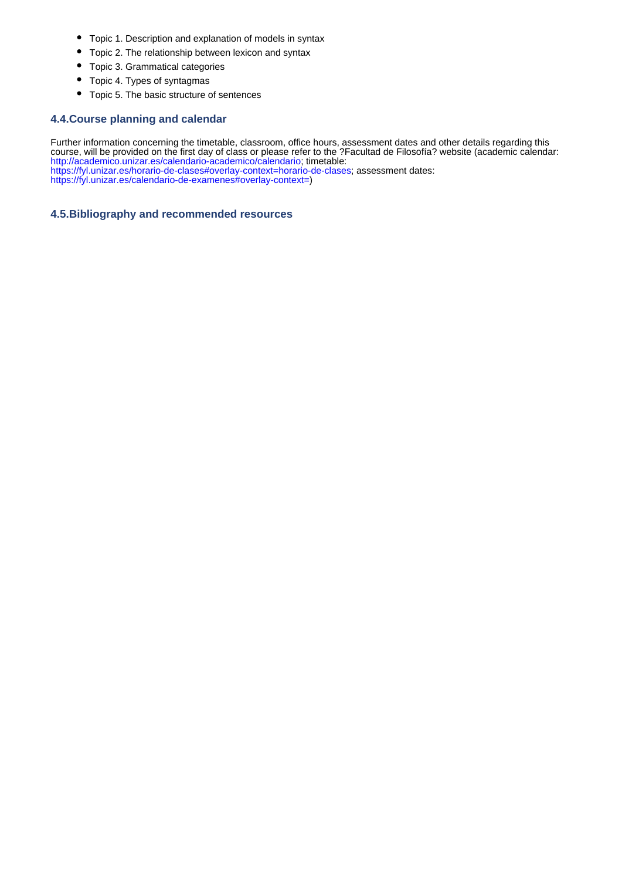- Topic 1. Description and explanation of models in syntax
- Topic 2. The relationship between lexicon and syntax
- Topic 3. Grammatical categories
- Topic 4. Types of syntagmas
- Topic 5. The basic structure of sentences

### 4.4.Course planning and calendar

Further information concerning the timetable, classroom, office hours, assessment dates and other details regarding this course, will be provided on the first day of class or please refer to the ?Facultad de Filosofía? website (academic calendar: http://academico.unizar.es/calendario-academico/calendario; timetable: https://fyl.unizar.es/horario-de-clases#overlay-context=horario-de-clases; assessment dates: https://fyl.unizar.es/calendario-de-examenes#overlay-context=)

### 4.5.Bibliography and recommended resources